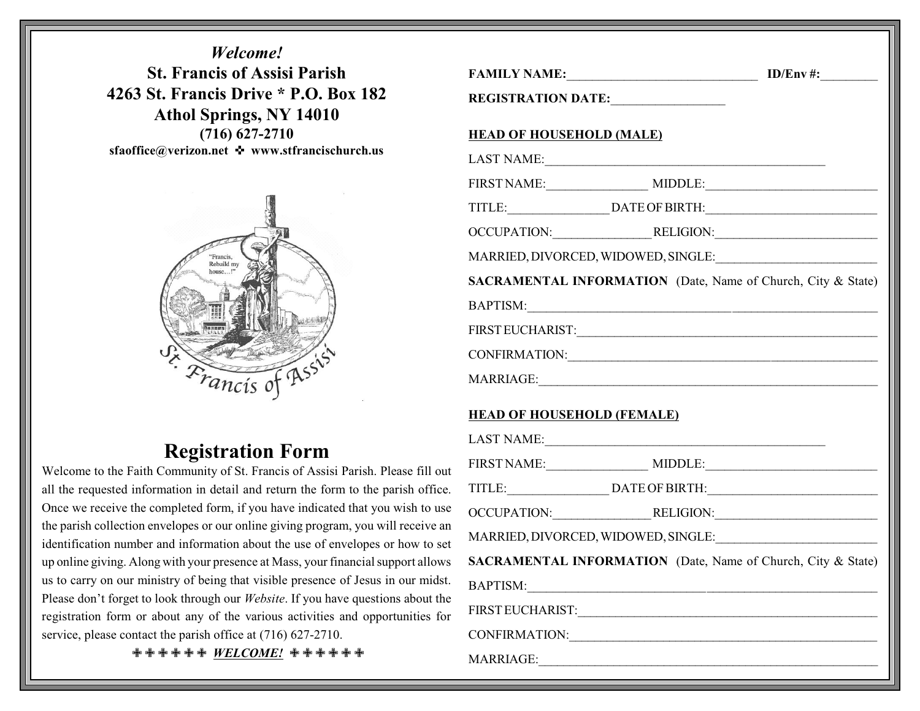*Welcome!*

**St. Francis of Assisi Parish**

**4263 St. Francis Drive * P.O. Box 182**

**Athol Springs, NY 14010**

**(716) 627-2710**

**sfaoffice@verizon.net ✜ www.stfrancischurch.us**

## Registration Form

Welcome to the Faith Community of St. Francis of Assisi Parish. Please fill out all the requested information in detail and return the form to the parish office. Once we receive the completed form, if you have indicated that you wish to use the parish collection envelopes or our online giving program, you will receive an identification number and information about the use of envelopes or how to set up online giving. Along with your presence at Mass, your financial support allows us to carry on our ministry of being that visible presence of Jesus in our midst. Please don't forget to look through our *Website*. If you have questions about the registration form or about any of the various activities and opportunities for service, please contact the parish office at (716) 627-2710.

✙ ✙ ✙ ✙ ✙ ✙ ***WELCOME!*** ✙ ✙ ✙ ✙ ✙ ✙

**FAMILY NAME:**_____________________________ **ID/Env #:**_________

**REGISTRATION DATE:**_________________

**HEAD OF HOUSEHOLD (MALE)**

LAST NAME:___________________________________________

FIRST NAME:_______________ MIDDLE:__________________________

TITLE:_______________ DATE OF BIRTH:__________________________

OCCUPATION:_______________ RELIGION:_________________________

MARRIED, DIVORCED, WIDOWED, SINGLE:_________________________

**SACRAMENTAL INFORMATION** (Date, Name of Church, City & State)

BAPTISM:_____________________________________________________

FIRST EUCHARIST:_____________________________________________

CONFIRMATION:_______________________________________________

MARRIAGE:____________________________________________________

**HEAD OF HOUSEHOLD (FEMALE)**

LAST NAME:___________________________________________

FIRST NAME:_______________ MIDDLE:__________________________

TITLE:_______________ DATE OF BIRTH:__________________________

OCCUPATION:_______________ RELIGION:_________________________

MARRIED, DIVORCED, WIDOWED, SINGLE:_________________________

**SACRAMENTAL INFORMATION** (Date, Name of Church, City & State)

BAPTISM:_____________________________________________________

FIRST EUCHARIST:_____________________________________________

CONFIRMATION:_______________________________________________

MARRIAGE:____________________________________________________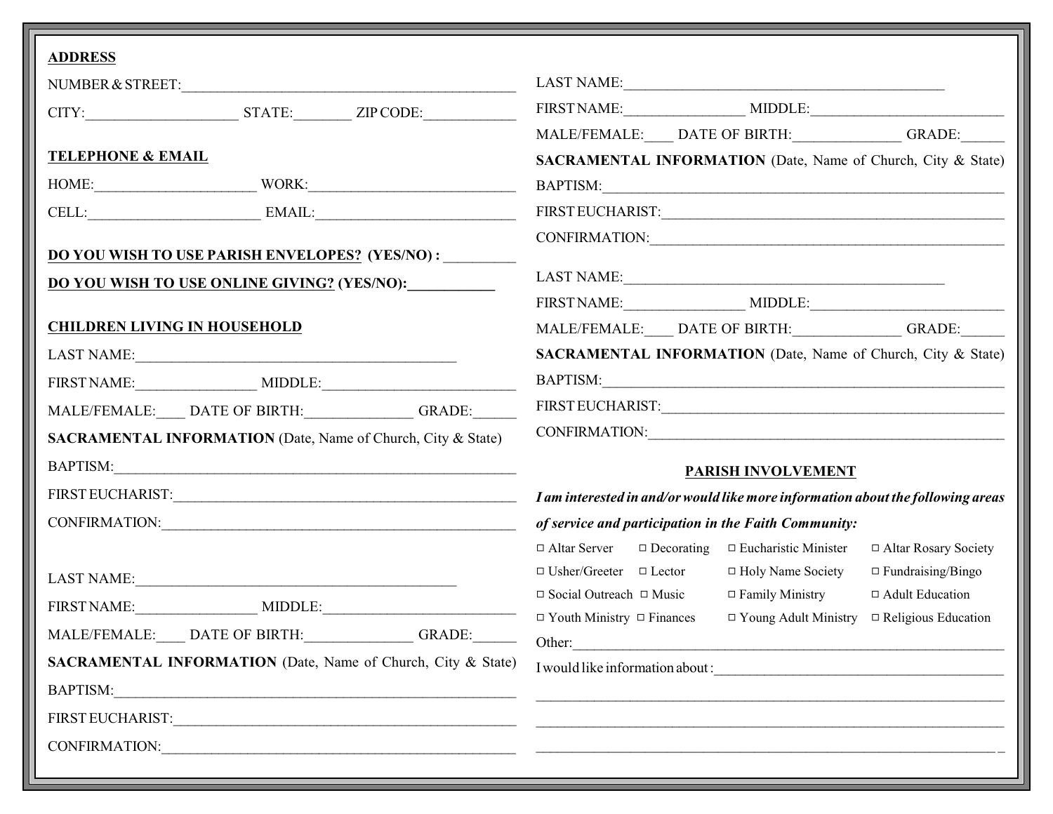**ADDRESS**

NUMBER & STREET:_______________________________________________

CITY:____________________ STATE:_______ ZIP CODE:____________

**TELEPHONE & EMAIL**

HOME:_____________________ WORK:____________________________

CELL:_______________________ EMAIL:___________________________

**DO YOU WISH TO USE PARISH ENVELOPES? (YES/NO) :** __________

**DO YOU WISH TO USE ONLINE GIVING? (YES/NO):**___________

**CHILDREN LIVING IN HOUSEHOLD**

LAST NAME:____________________________________________

FIRST NAME:________________ MIDDLE:__________________________

MALE/FEMALE:____ DATE OF BIRTH:______________ GRADE:______

**SACRAMENTAL INFORMATION** (Date, Name of Church, City & State)

BAPTISM:________________________________________________________

FIRST EUCHARIST:_________________________________________________

CONFIRMATION:___________________________________________________

LAST NAME:____________________________________________

FIRST NAME:________________ MIDDLE:__________________________

MALE/FEMALE:____ DATE OF BIRTH:______________ GRADE:______

**SACRAMENTAL INFORMATION** (Date, Name of Church, City & State)

BAPTISM:________________________________________________________

FIRST EUCHARIST:_________________________________________________

CONFIRMATION:___________________________________________________

LAST NAME:____________________________________________

FIRST NAME:________________ MIDDLE:__________________________

MALE/FEMALE:____ DATE OF BIRTH:______________ GRADE:______

**SACRAMENTAL INFORMATION** (Date, Name of Church, City & State)

BAPTISM:________________________________________________________

FIRST EUCHARIST:_________________________________________________

CONFIRMATION:___________________________________________________

LAST NAME:____________________________________________

FIRST NAME:________________ MIDDLE:__________________________

MALE/FEMALE:____ DATE OF BIRTH:______________ GRADE:______

**SACRAMENTAL INFORMATION** (Date, Name of Church, City & State)

BAPTISM:________________________________________________________

FIRST EUCHARIST:_________________________________________________

CONFIRMATION:___________________________________________________

**PARISH INVOLVEMENT**

***I am interested in and/or would like more information about the following areas of service and participation in the Faith Community:***

| | | | |
|---|---|---|---|
| ☐ Altar Server | ☐ Decorating | ☐ Eucharistic Minister | ☐ Altar Rosary Society |
| ☐ Usher/Greeter | ☐ Lector | ☐ Holy Name Society | ☐ Fundraising/Bingo |
| ☐ Social Outreach | ☐ Music | ☐ Family Ministry | ☐ Adult Education |
| ☐ Youth Ministry | ☐ Finances | ☐ Young Adult Ministry | ☐ Religious Education |

Other:___________________________________________________________

I would like information about :________________________________________

_______________________________________________________________

_______________________________________________________________

_______________________________________________________________